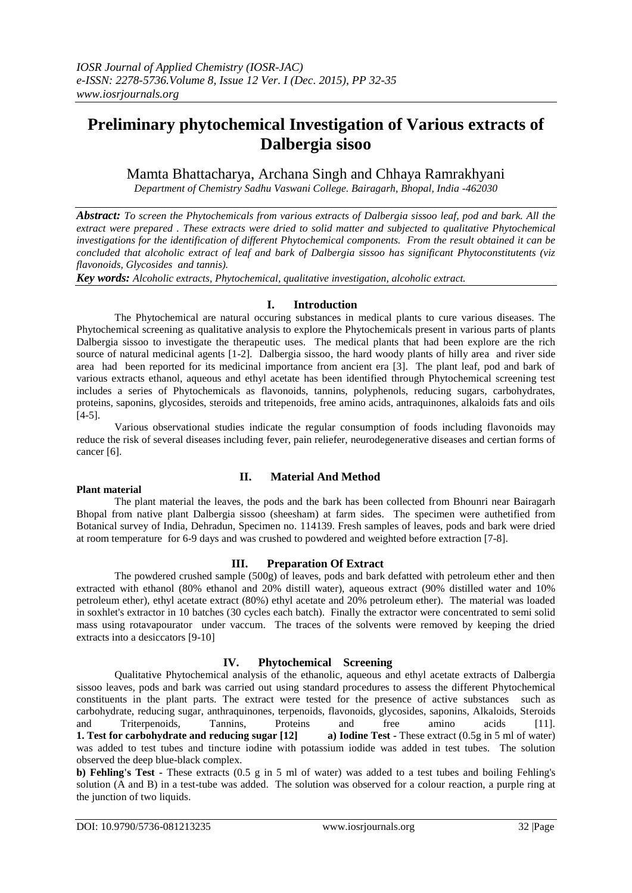# Preliminary phytochemical Investigation of Various extracts of Dalbergia sisoo

Mamta Bhattacharya, Archana Singh and Chhaya Ramrakhyani

*Department of Chemistry Sadhu Vaswani College. Bairagarh, Bhopal, India -462030*

***Abstract:*** *To screen the Phytochemicals from various extracts of Dalbergia sisssoo leaf, pod and bark. All the extract were prepared . These extracts were dried to solid matter and subjected to qualitative Phytochemical investigations for the identification of different Phytochemical components. From the result obtained it can be concluded that alcoholic extract of leaf and bark of Dalbergia sissoo has significant Phytoconstitutents (viz flavonoids, Glycosides and tannis).*

***Key words:*** *Alcoholic extracts, Phytochemical, qualitative investigation, alcoholic extract.*

## I. Introduction

The Phytochemical are natural occuring substances in medical plants to cure various diseases. The Phytochemical screening as qualitative analysis to explore the Phytochemicals present in various parts of plants Dalbergia sissoo to investigate the therapeutic uses. The medical plants that had been explore are the rich source of natural medicinal agents [1-2]. Dalbergia sissoo, the hard woody plants of hilly area and river side area had been reported for its medicinal importance from ancient era [3]. The plant leaf, pod and bark of various extracts ethanol, aqueous and ethyl acetate has been identified through Phytochemical screening test includes a series of Phytochemicals as flavonoids, tannins, polyphenols, reducing sugars, carbohydrates, proteins, saponins, glycosides, steroids and tritepenoids, free amino acids, antraquinones, alkaloids fats and oils [4-5].

Various observational studies indicate the regular consumption of foods including flavonoids may reduce the risk of several diseases including fever, pain reliefer, neurodegenerative diseases and certian forms of cancer [6].

## II. Material And Method

**Plant material**

The plant material the leaves, the pods and the bark has been collected from Bhounri near Bairagarh Bhopal from native plant Dalbergia sissoo (sheesham) at farm sides. The specimen were authetified from Botanical survey of India, Dehradun, Specimen no. 114139. Fresh samples of leaves, pods and bark were dried at room temperature for 6-9 days and was crushed to powdered and weighted before extraction [7-8].

## III. Preparation Of Extract

The powdered crushed sample (500g) of leaves, pods and bark defatted with petroleum ether and then extracted with ethanol (80% ethanol and 20% distill water), aqueous extract (90% distilled water and 10% petroleum ether), ethyl acetate extract (80%) ethyl acetate and 20% petroleum ether). The material was loaded in soxhlet's extractor in 10 batches (30 cycles each batch). Finally the extractor were concentrated to semi solid mass using rotavapourator under vaccum. The traces of the solvents were removed by keeping the dried extracts into a desiccators [9-10]

## IV. Phytochemical Screening

Qualitative Phytochemical analysis of the ethanolic, aqueous and ethyl acetate extracts of Dalbergia sissoo leaves, pods and bark was carried out using standard procedures to assess the different Phytochemical constituents in the plant parts. The extract were tested for the presence of active substances such as carbohydrate, reducing sugar, anthraquinones, terpenoids, flavonoids, glycosides, saponins, Alkaloids, Steroids and Triterpenoids, Tannins, Proteins and free amino acids [11].

**1. Test for carbohydrate and reducing sugar [12]** **a) Iodine Test -** These extract (0.5g in 5 ml of water) was added to test tubes and tincture iodine with potassium iodide was added in test tubes. The solution observed the deep blue-black complex.

**b) Fehling's Test -** These extracts (0.5 g in 5 ml of water) was added to a test tubes and boiling Fehling's solution (A and B) in a test-tube was added. The solution was observed for a colour reaction, a purple ring at the junction of two liquids.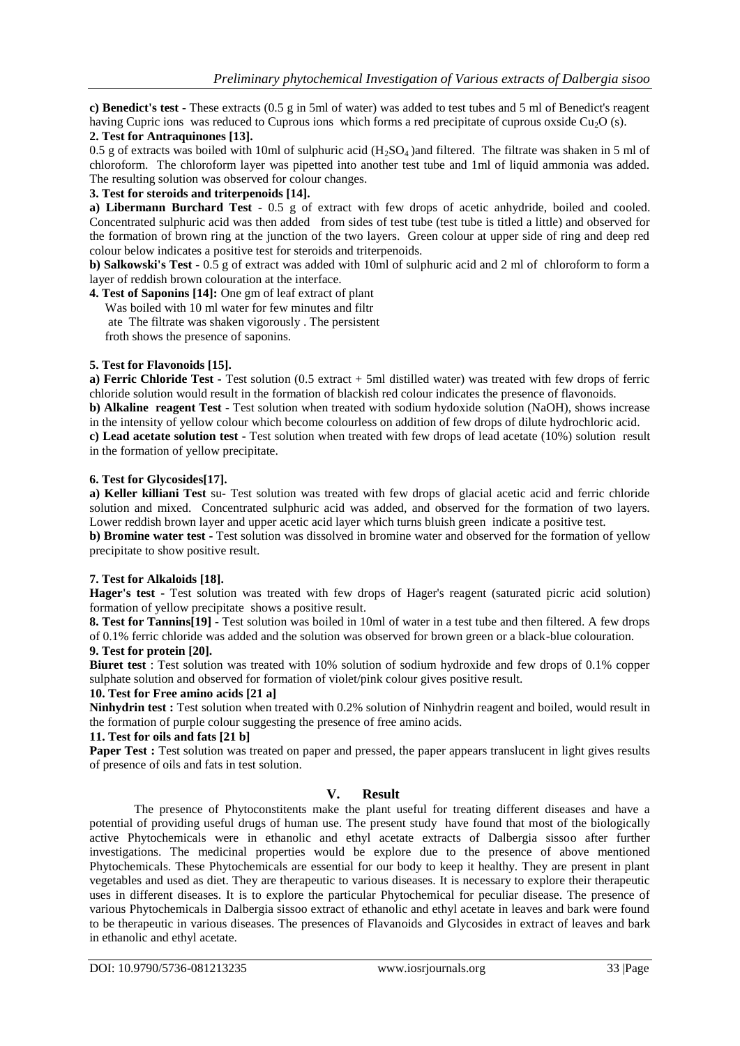**c) Benedict's test -** These extracts (0.5 g in 5ml of water) was added to test tubes and 5 ml of Benedict's reagent having Cupric ions was reduced to Cuprous ions which forms a red precipitate of cuprous oxside $Cu_2O$ (s).

**2. Test for Antraquinones [13].**

0.5 g of extracts was boiled with 10ml of sulphuric acid ($H_2SO_4$ )and filtered. The filtrate was shaken in 5 ml of chloroform. The chloroform layer was pipetted into another test tube and 1ml of liquid ammonia was added. The resulting solution was observed for colour changes.

**3. Test for steroids and triterpenoids [14].**

**a) Libermann Burchard Test -** 0.5 g of extract with few drops of acetic anhydride, boiled and cooled. Concentrated sulphuric acid was then added from sides of test tube (test tube is titled a little) and observed for the formation of brown ring at the junction of the two layers. Green colour at upper side of ring and deep red colour below indicates a positive test for steroids and triterpenoids.

**b) Salkowski's Test -** 0.5 g of extract was added with 10ml of sulphuric acid and 2 ml of chloroform to form a layer of reddish brown colouration at the interface.

**4. Test of Saponins [14]:** One gm of leaf extract of plant Was boiled with 10 ml water for few minutes and filtr ate The filtrate was shaken vigorously . The persistent froth shows the presence of saponins.

**5. Test for Flavonoids [15].**

**a) Ferric Chloride Test -** Test solution (0.5 extract + 5ml distilled water) was treated with few drops of ferric chloride solution would result in the formation of blackish red colour indicates the presence of flavonoids.

**b) Alkaline reagent Test -** Test solution when treated with sodium hydoxide solution (NaOH), shows increase in the intensity of yellow colour which become colourless on addition of few drops of dilute hydrochloric acid.

**c) Lead acetate solution test -** Test solution when treated with few drops of lead acetate (10%) solution result in the formation of yellow precipitate.

**6. Test for Glycosides[17].**

**a) Keller killiani Test** su- Test solution was treated with few drops of glacial acetic acid and ferric chloride solution and mixed. Concentrated sulphuric acid was added, and observed for the formation of two layers. Lower reddish brown layer and upper acetic acid layer which turns bluish green indicate a positive test.

**b) Bromine water test -** Test solution was dissolved in bromine water and observed for the formation of yellow precipitate to show positive result.

**7. Test for Alkaloids [18].**

**Hager's test -** Test solution was treated with few drops of Hager's reagent (saturated picric acid solution) formation of yellow precipitate shows a positive result.

**8. Test for Tannins[19] -** Test solution was boiled in 10ml of water in a test tube and then filtered. A few drops of 0.1% ferric chloride was added and the solution was observed for brown green or a black-blue colouration.

**9. Test for protein [20].**

**Biuret test** : Test solution was treated with 10% solution of sodium hydroxide and few drops of 0.1% copper sulphate solution and observed for formation of violet/pink colour gives positive result.

**10. Test for Free amino acids [21 a]**

**Ninhydrin test :** Test solution when treated with 0.2% solution of Ninhydrin reagent and boiled, would result in the formation of purple colour suggesting the presence of free amino acids.

**11. Test for oils and fats [21 b]**

**Paper Test :** Test solution was treated on paper and pressed, the paper appears translucent in light gives results of presence of oils and fats in test solution.

## V. Result

The presence of Phytoconstitents make the plant useful for treating different diseases and have a potential of providing useful drugs of human use. The present study have found that most of the biologically active Phytochemicals were in ethanolic and ethyl acetate extracts of Dalbergia sissoo after further investigations. The medicinal properties would be explore due to the presence of above mentioned Phytochemicals. These Phytochemicals are essential for our body to keep it healthy. They are present in plant vegetables and used as diet. They are therapeutic to various diseases. It is necessary to explore their therapeutic uses in different diseases. It is to explore the particular Phytochemical for peculiar disease. The presence of various Phytochemicals in Dalbergia sissoo extract of ethanolic and ethyl acetate in leaves and bark were found to be therapeutic in various diseases. The presences of Flavanoids and Glycosides in extract of leaves and bark in ethanolic and ethyl acetate.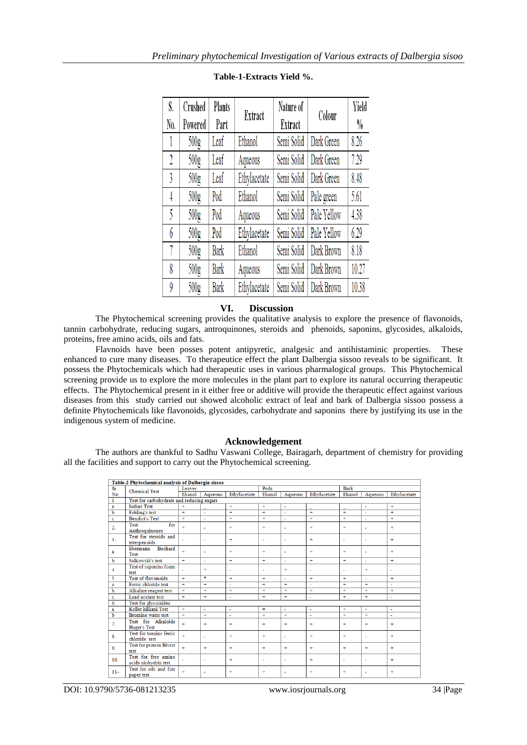**Table-1-Extracts Yield %.**

| S. No. | Crushed Powered | Plants Part | Extract | Nature of Extract | Colour | Yield % |
|---|---|---|---|---|---|---|
| 1 | 500g | Leaf | Ethanol | Semi Solid | Dark Green | 8.26 |
| 2 | 500g | Leaf | Aqueous | Semi Solid | Dark Green | 7.29 |
| 3 | 500g | Leaf | Ethylacetate | Semi Solid | Dark Green | 8.48 |
| 4 | 500g | Pod | Ethanol | Semi Solid | Pale green | 5.61 |
| 5 | 500g | Pod | Aqueous | Semi Solid | Pale Yellow | 4.38 |
| 6 | 500g | Pod | Ethylacetate | Semi Solid | Pale Yellow | 6.29 |
| 7 | 500g | Bark | Ethanol | Semi Solid | Dark Brown | 8.18 |
| 8 | 500g | Bark | Aqueous | Semi Solid | Dark Brown | 10.27 |
| 9 | 500g | Bark | Ethylacetate | Semi Solid | Dark Brown | 10.38 |

## VI. Discussion

The Phytochemical screening provides the qualitative analysis to explore the presence of flavonoids, tannin carbohydrate, reducing sugars, antroquinones, steroids and phenoids, saponins, glycosides, alkaloids, proteins, free amino acids, oils and fats.

Flavnoids have been posses potent antipyretic, analgesic and antihistaminic properties. These enhanced to cure many diseases. To therapeutice effect the plant Dalbergia sissoo reveals to be significant. It possess the Phytochemicals which had therapeutic uses in various pharmalogical groups. This Phytochemical screening provide us to explore the more molecules in the plant part to explore its natural occurring therapeutic effects. The Phytochemical present in it either free or additive will provide the therapeutic effect against various diseases from this study carried out showed alcoholic extract of leaf and bark of Dalbergia sissoo possess a definite Phytochemicals like flavonoids, glycosides, carbohydrate and saponins there by justifying its use in the indigenous system of medicine.

## Acknowledgement

The authors are thankful to Sadhu Vaswani College, Bairagarh, department of chemistry for providing all the facilities and support to carry out the Phytochemical screening.

**Table-2 Phytochemical analysis of Dalbergia sissoo**

| Sr. No. | Chemical Test | Leaves | | | Pods | | | Bark | | |
|---|---|---|---|---|---|---|---|---|---|---|
| | | Ehanol | Aqueous | Ethylacetate | Ethanol | Aqueous | Ethylacetate | Ehanol | Aqueous | Ethylacetate |
| 1 | Test for carbohydrate and reducing sugars | | | | | | | | | |
| a | Iodine Test | + | _ | + | + | - | _ | _ | - | + |
| b | Fehling's test | + | - | + | + | - | + | + | - | + |
| c | Bendict\s Test | + | - | + | + | - | + | + | - | + |
| 2. | Test for Anthroquinones | + | - | + | + | - | + | + | - | + |
| 3- | Test for steroids and triterpenoids | - | - | + | - | - | + | - | - | + |
| a | libermann Buchard Test | + | - | + | + | - | + | + | - | + |
| b | Salkowski's test | + | - | + | + | - | + | + | - | + |
| 4 | Test of saponins foam test | - | + | - | - | + | - | - | + | - |
| 5 | Test of flavonoids | + | * | + | + | - | + | + | - | + |
| a | Ferric chloride test | + | + | - | + | + | - | + | + | - |
| b. | Alkaline reagent test | + | + | + | + | + | + | + | + | + |
| c. | Lead acetate test | + | + | - | + | + | - | + | + | - |
| 6. | Test for glycoisides | | | | | | | | | |
| a | Keller killiani Test | + | - | - | = | - | - | + | - | - |
| b | Bromine water test | + | + | - | + | + | - | + | + | - |
| 7. | Test for Alkaloids Hager's Test | + | + | + | + | + | + | + | + | + |
| 8. | Test for tannins ferric chloride test | + | - | + | + | - | + | + | - | + |
| 9. | Test for protein Bivret test | + | + | + | + | + | + | + | + | + |
| 10. | Test for free amino acids ninhydrin test | - | - | + | - | - | + | - | - | + |
| 11- | Test for oils and fats paper test | + | - | + | + | - | + | + | - | + |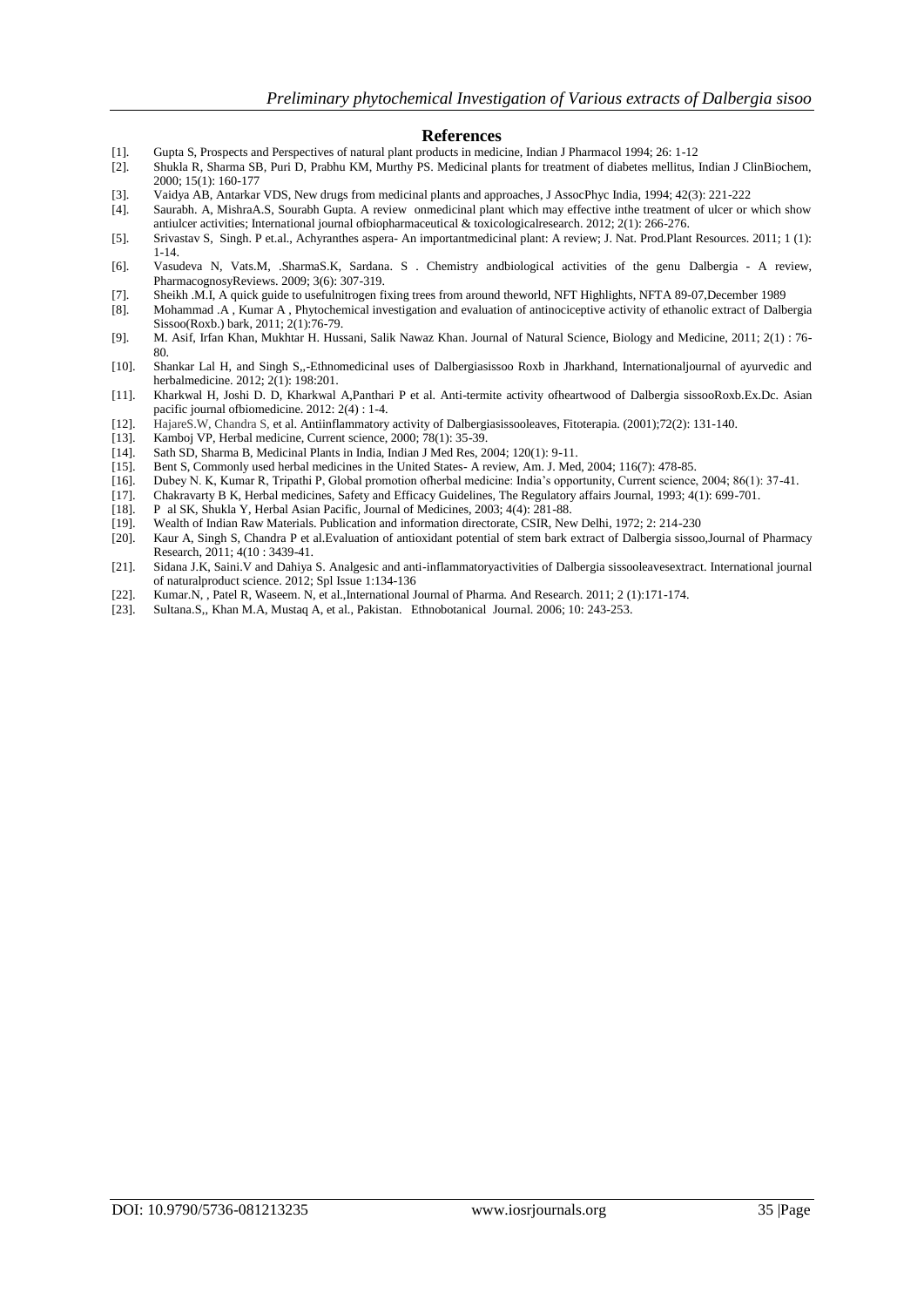## References

[1]. Gupta S, Prospects and Perspectives of natural plant products in medicine, Indian J Pharmacol 1994; 26: 1-12

[2]. Shukla R, Sharma SB, Puri D, Prabhu KM, Murthy PS. Medicinal plants for treatment of diabetes mellitus, Indian J ClinBiochem, 2000; 15(1): 160-177

[3]. Vaidya AB, Antarkar VDS, New drugs from medicinal plants and approaches, J AssocPhyc India, 1994; 42(3): 221-222

[4]. Saurabh. A, MishraA.S, Sourabh Gupta. A review onmedicinal plant which may effective inthe treatment of ulcer or which show antiulcer activities; International journal ofbiopharmaceutical & toxicologicalresearch. 2012; 2(1): 266-276.

[5]. Srivastav S, Singh. P et.al., Achyranthes aspera- An importantmedicinal plant: A review; J. Nat. Prod.Plant Resources. 2011; 1 (1): 1-14.

[6]. Vasudeva N, Vats.M, .SharmaS.K, Sardana. S . Chemistry andbiological activities of the genu Dalbergia - A review, PharmacognosyReviews. 2009; 3(6): 307-319.

[7]. Sheikh .M.I, A quick guide to usefulnitrogen fixing trees from around theworld, NFT Highlights, NFTA 89-07,December 1989

[8]. Mohammad .A , Kumar A , Phytochemical investigation and evaluation of antinociceptive activity of ethanolic extract of Dalbergia Sissoo(Roxb.) bark, 2011; 2(1):76-79.

[9]. M. Asif, Irfan Khan, Mukhtar H. Hussani, Salik Nawaz Khan. Journal of Natural Science, Biology and Medicine, 2011; 2(1) : 76-80.

[10]. Shankar Lal H, and Singh S,,-Ethnomedicinal uses of Dalbergiasissoo Roxb in Jharkhand, Internationaljournal of ayurvedic and herbalmedicine. 2012; 2(1): 198:201.

[11]. Kharkwal H, Joshi D. D, Kharkwal A,Panthari P et al. Anti-termite activity ofheartwood of Dalbergia sissooRoxb.Ex.Dc. Asian pacific journal ofbiomedicine. 2012: 2(4) : 1-4.

[12]. HajareS.W, Chandra S, et al. Antiinflammatory activity of Dalbergiasissooleaves, Fitoterapia. (2001);72(2): 131-140.

[13]. Kamboj VP, Herbal medicine, Current science, 2000; 78(1): 35-39.

[14]. Sath SD, Sharma B, Medicinal Plants in India, Indian J Med Res, 2004; 120(1): 9-11.

[15]. Bent S, Commonly used herbal medicines in the United States- A review, Am. J. Med, 2004; 116(7): 478-85.

[16]. Dubey N. K, Kumar R, Tripathi P, Global promotion ofherbal medicine: India's opportunity, Current science, 2004; 86(1): 37-41.

[17]. Chakravarty B K, Herbal medicines, Safety and Efficacy Guidelines, The Regulatory affairs Journal, 1993; 4(1): 699-701.

[18]. P al SK, Shukla Y, Herbal Asian Pacific, Journal of Medicines, 2003; 4(4): 281-88.

[19]. Wealth of Indian Raw Materials. Publication and information directorate, CSIR, New Delhi, 1972; 2: 214-230

[20]. Kaur A, Singh S, Chandra P et al.Evaluation of antioxidant potential of stem bark extract of Dalbergia sissoo,Journal of Pharmacy Research, 2011; 4(10 : 3439-41.

[21]. Sidana J.K, Saini.V and Dahiya S. Analgesic and anti-inflammatoryactivities of Dalbergia sissooleavesextract. International journal of naturalproduct science. 2012; Spl Issue 1:134-136

[22]. Kumar.N, , Patel R, Waseem. N, et al.,International Journal of Pharma. And Research. 2011; 2 (1):171-174.

[23]. Sultana.S,, Khan M.A, Mustaq A, et al., Pakistan. Ethnobotanical Journal. 2006; 10: 243-253.